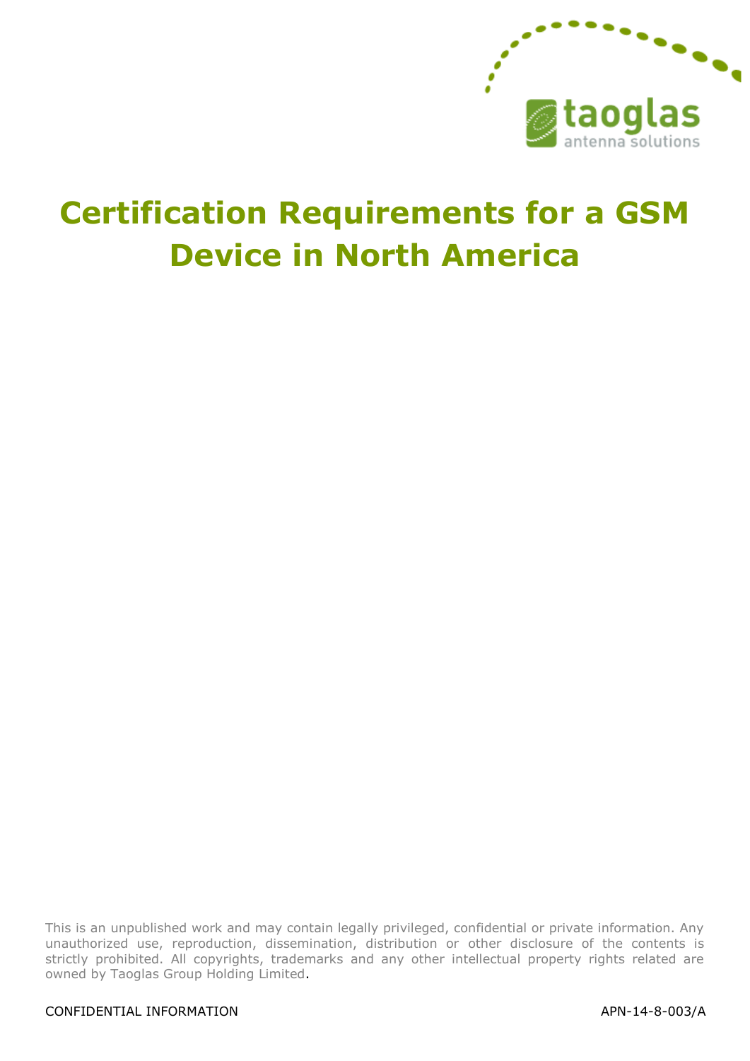# Certification Requirements for a GSM Device in North America

This is an unpublished work and may contain legally privileged, confidential or private information. Any unauthorized use, reproduction, dissemination, distribution or other disclosure of the contents is strictly prohibited. All copyrights, trademarks and any other intellectual property rights related are owned by Taoglas Group Holding Limited.

CONFIDENTIAL INFORMATION

APN-14-8-003/A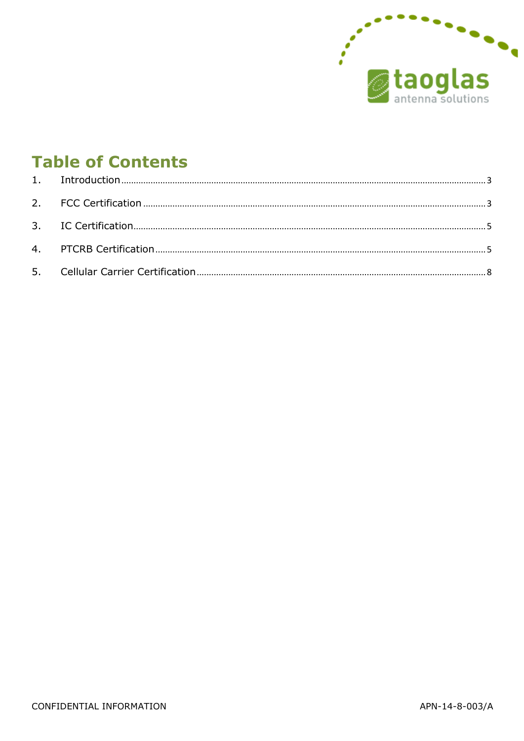# Table of Contents

1. Introduction ........................................ 3
2. FCC Certification ........................................ 3
3. IC Certification ........................................ 5
4. PTCRB Certification ........................................ 5
5. Cellular Carrier Certification ........................................ 8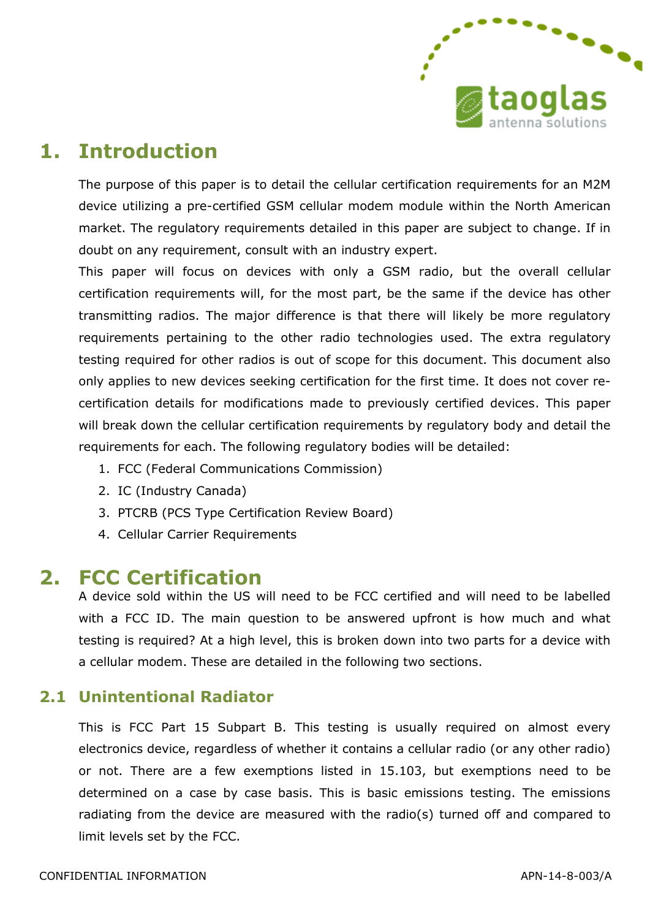# 1. Introduction

The purpose of this paper is to detail the cellular certification requirements for an M2M device utilizing a pre-certified GSM cellular modem module within the North American market. The regulatory requirements detailed in this paper are subject to change. If in doubt on any requirement, consult with an industry expert.

This paper will focus on devices with only a GSM radio, but the overall cellular certification requirements will, for the most part, be the same if the device has other transmitting radios. The major difference is that there will likely be more regulatory requirements pertaining to the other radio technologies used. The extra regulatory testing required for other radios is out of scope for this document. This document also only applies to new devices seeking certification for the first time. It does not cover re-certification details for modifications made to previously certified devices. This paper will break down the cellular certification requirements by regulatory body and detail the requirements for each. The following regulatory bodies will be detailed:

1. FCC (Federal Communications Commission)
2. IC (Industry Canada)
3. PTCRB (PCS Type Certification Review Board)
4. Cellular Carrier Requirements

# 2. FCC Certification

A device sold within the US will need to be FCC certified and will need to be labelled with a FCC ID. The main question to be answered upfront is how much and what testing is required? At a high level, this is broken down into two parts for a device with a cellular modem. These are detailed in the following two sections.

## 2.1 Unintentional Radiator

This is FCC Part 15 Subpart B. This testing is usually required on almost every electronics device, regardless of whether it contains a cellular radio (or any other radio) or not. There are a few exemptions listed in 15.103, but exemptions need to be determined on a case by case basis. This is basic emissions testing. The emissions radiating from the device are measured with the radio(s) turned off and compared to limit levels set by the FCC.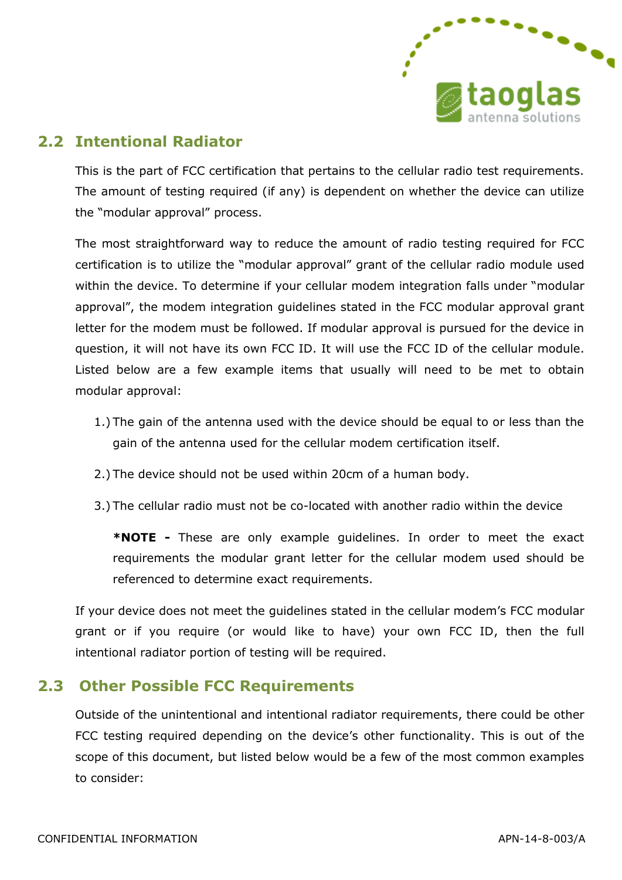## 2.2 Intentional Radiator

This is the part of FCC certification that pertains to the cellular radio test requirements. The amount of testing required (if any) is dependent on whether the device can utilize the "modular approval" process.

The most straightforward way to reduce the amount of radio testing required for FCC certification is to utilize the "modular approval" grant of the cellular radio module used within the device. To determine if your cellular modem integration falls under "modular approval", the modem integration guidelines stated in the FCC modular approval grant letter for the modem must be followed. If modular approval is pursued for the device in question, it will not have its own FCC ID. It will use the FCC ID of the cellular module. Listed below are a few example items that usually will need to be met to obtain modular approval:

1.) The gain of the antenna used with the device should be equal to or less than the gain of the antenna used for the cellular modem certification itself.

2.) The device should not be used within 20cm of a human body.

3.) The cellular radio must not be co-located with another radio within the device

**\*NOTE -** These are only example guidelines. In order to meet the exact requirements the modular grant letter for the cellular modem used should be referenced to determine exact requirements.

If your device does not meet the guidelines stated in the cellular modem's FCC modular grant or if you require (or would like to have) your own FCC ID, then the full intentional radiator portion of testing will be required.

## 2.3 Other Possible FCC Requirements

Outside of the unintentional and intentional radiator requirements, there could be other FCC testing required depending on the device's other functionality. This is out of the scope of this document, but listed below would be a few of the most common examples to consider: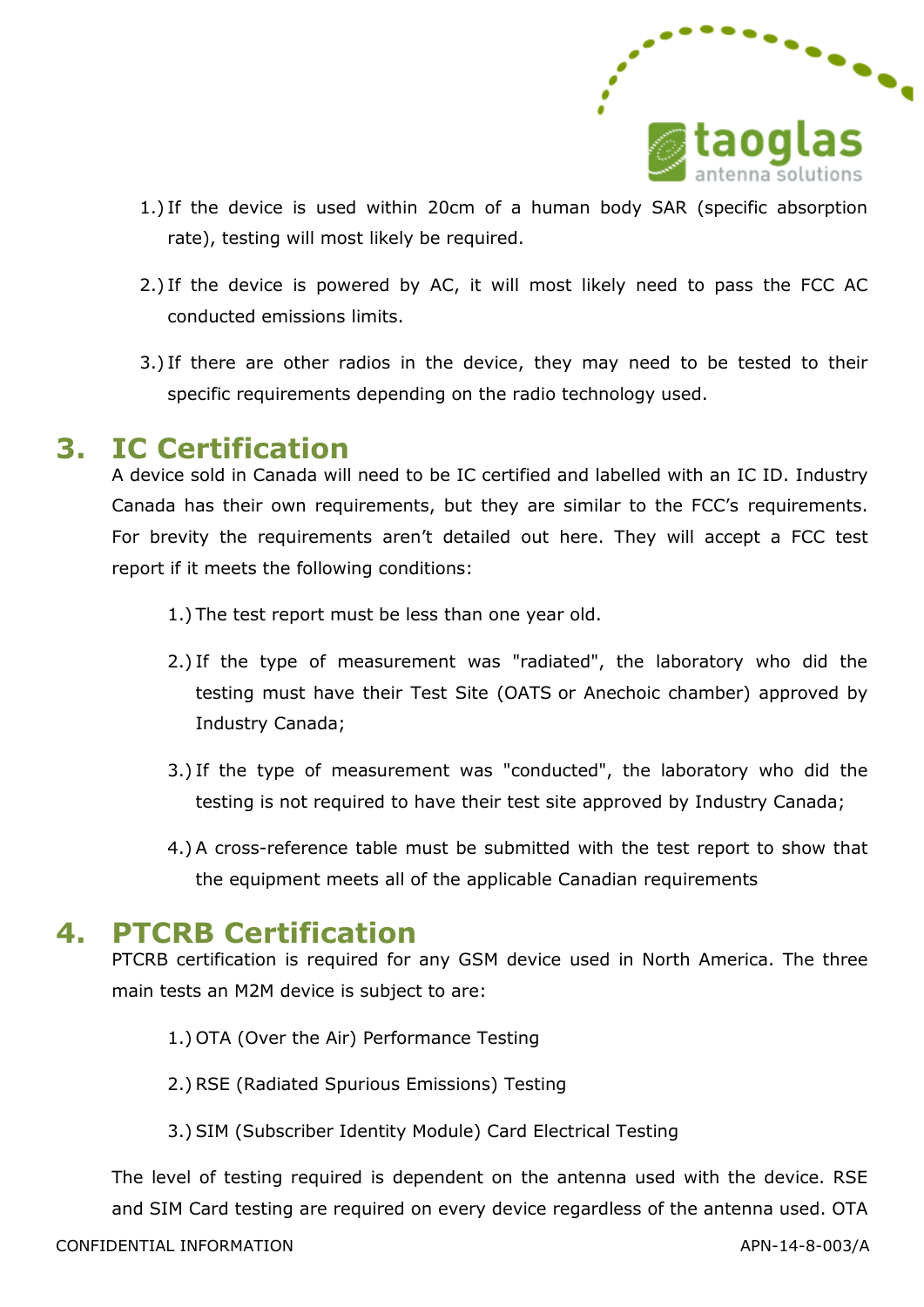1.) If the device is used within 20cm of a human body SAR (specific absorption rate), testing will most likely be required.

2.) If the device is powered by AC, it will most likely need to pass the FCC AC conducted emissions limits.

3.) If there are other radios in the device, they may need to be tested to their specific requirements depending on the radio technology used.

# 3. IC Certification

A device sold in Canada will need to be IC certified and labelled with an IC ID. Industry Canada has their own requirements, but they are similar to the FCC's requirements. For brevity the requirements aren't detailed out here. They will accept a FCC test report if it meets the following conditions:

1.) The test report must be less than one year old.

2.) If the type of measurement was "radiated", the laboratory who did the testing must have their Test Site (OATS or Anechoic chamber) approved by Industry Canada;

3.) If the type of measurement was "conducted", the laboratory who did the testing is not required to have their test site approved by Industry Canada;

4.) A cross-reference table must be submitted with the test report to show that the equipment meets all of the applicable Canadian requirements

# 4. PTCRB Certification

PTCRB certification is required for any GSM device used in North America. The three main tests an M2M device is subject to are:

1.) OTA (Over the Air) Performance Testing

2.) RSE (Radiated Spurious Emissions) Testing

3.) SIM (Subscriber Identity Module) Card Electrical Testing

The level of testing required is dependent on the antenna used with the device. RSE and SIM Card testing are required on every device regardless of the antenna used. OTA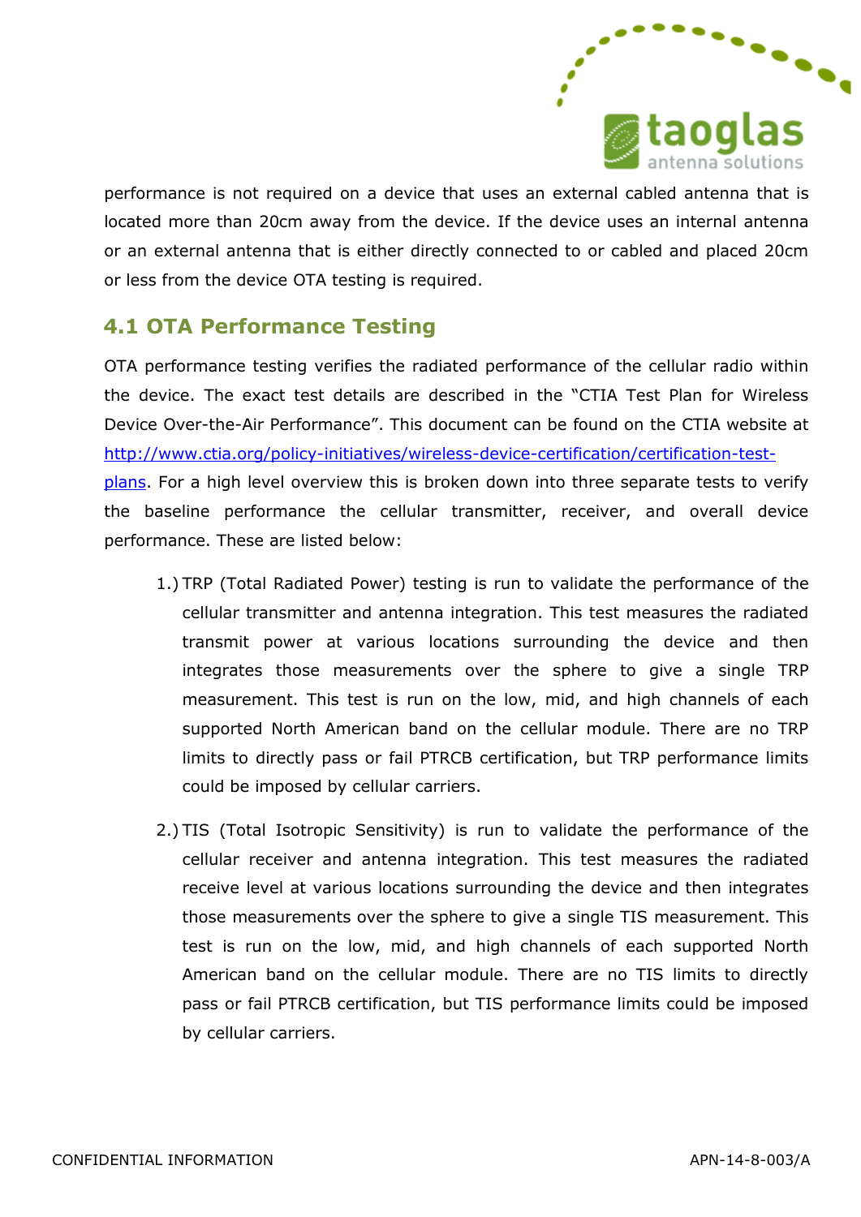performance is not required on a device that uses an external cabled antenna that is located more than 20cm away from the device. If the device uses an internal antenna or an external antenna that is either directly connected to or cabled and placed 20cm or less from the device OTA testing is required.

## 4.1 OTA Performance Testing

OTA performance testing verifies the radiated performance of the cellular radio within the device. The exact test details are described in the "CTIA Test Plan for Wireless Device Over-the-Air Performance". This document can be found on the CTIA website at [http://www.ctia.org/policy-initiatives/wireless-device-certification/certification-test-plans](http://www.ctia.org/policy-initiatives/wireless-device-certification/certification-test-plans). For a high level overview this is broken down into three separate tests to verify the baseline performance the cellular transmitter, receiver, and overall device performance. These are listed below:

1.) TRP (Total Radiated Power) testing is run to validate the performance of the cellular transmitter and antenna integration. This test measures the radiated transmit power at various locations surrounding the device and then integrates those measurements over the sphere to give a single TRP measurement. This test is run on the low, mid, and high channels of each supported North American band on the cellular module. There are no TRP limits to directly pass or fail PTRCB certification, but TRP performance limits could be imposed by cellular carriers.

2.) TIS (Total Isotropic Sensitivity) is run to validate the performance of the cellular receiver and antenna integration. This test measures the radiated receive level at various locations surrounding the device and then integrates those measurements over the sphere to give a single TIS measurement. This test is run on the low, mid, and high channels of each supported North American band on the cellular module. There are no TIS limits to directly pass or fail PTRCB certification, but TIS performance limits could be imposed by cellular carriers.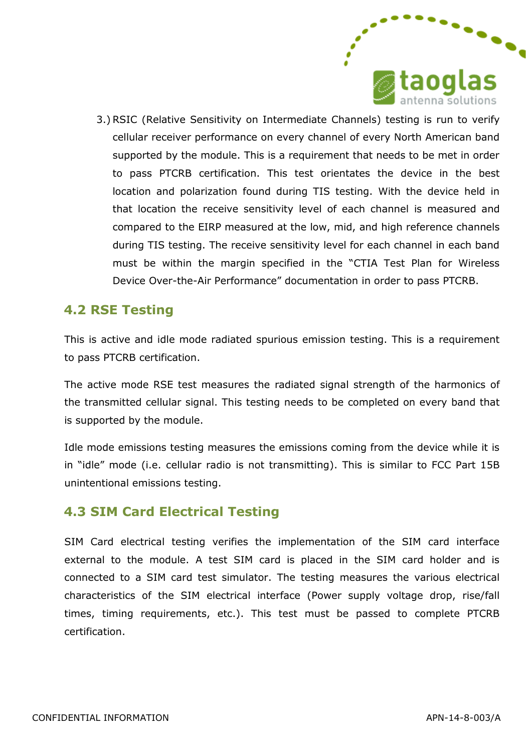3.) RSIC (Relative Sensitivity on Intermediate Channels) testing is run to verify cellular receiver performance on every channel of every North American band supported by the module. This is a requirement that needs to be met in order to pass PTCRB certification. This test orientates the device in the best location and polarization found during TIS testing. With the device held in that location the receive sensitivity level of each channel is measured and compared to the EIRP measured at the low, mid, and high reference channels during TIS testing. The receive sensitivity level for each channel in each band must be within the margin specified in the "CTIA Test Plan for Wireless Device Over-the-Air Performance" documentation in order to pass PTCRB.

## 4.2 RSE Testing

This is active and idle mode radiated spurious emission testing. This is a requirement to pass PTCRB certification.

The active mode RSE test measures the radiated signal strength of the harmonics of the transmitted cellular signal. This testing needs to be completed on every band that is supported by the module.

Idle mode emissions testing measures the emissions coming from the device while it is in "idle" mode (i.e. cellular radio is not transmitting). This is similar to FCC Part 15B unintentional emissions testing.

## 4.3 SIM Card Electrical Testing

SIM Card electrical testing verifies the implementation of the SIM card interface external to the module. A test SIM card is placed in the SIM card holder and is connected to a SIM card test simulator. The testing measures the various electrical characteristics of the SIM electrical interface (Power supply voltage drop, rise/fall times, timing requirements, etc.). This test must be passed to complete PTCRB certification.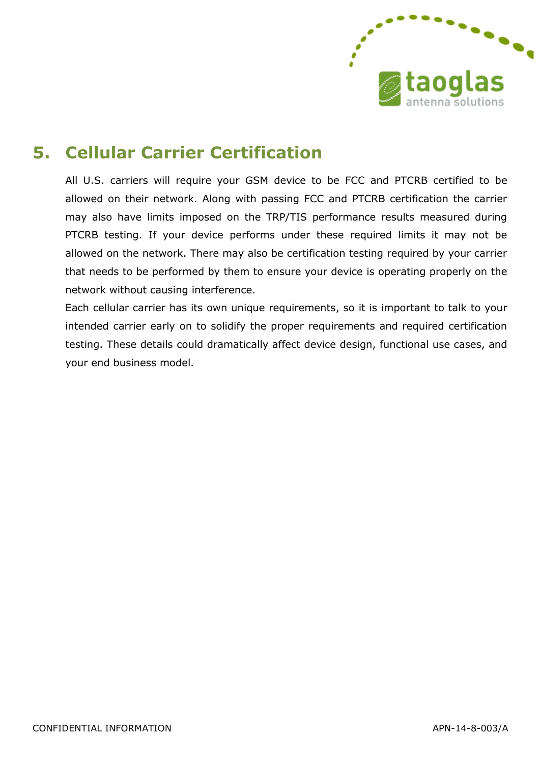# 5. Cellular Carrier Certification

All U.S. carriers will require your GSM device to be FCC and PTCRB certified to be allowed on their network. Along with passing FCC and PTCRB certification the carrier may also have limits imposed on the TRP/TIS performance results measured during PTCRB testing. If your device performs under these required limits it may not be allowed on the network. There may also be certification testing required by your carrier that needs to be performed by them to ensure your device is operating properly on the network without causing interference.

Each cellular carrier has its own unique requirements, so it is important to talk to your intended carrier early on to solidify the proper requirements and required certification testing. These details could dramatically affect device design, functional use cases, and your end business model.